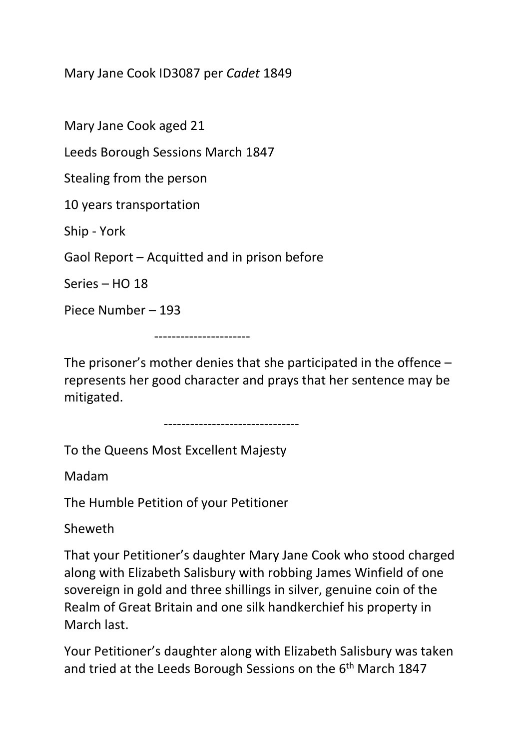Mary Jane Cook ID3087 per *Cadet* 1849

Mary Jane Cook aged 21

Leeds Borough Sessions March 1847

Stealing from the person

10 years transportation

Ship - York

Gaol Report – Acquitted and in prison before

Series – HO 18

Piece Number – 193

---

The prisoner's mother denies that she participated in the offence – represents her good character and prays that her sentence may be mitigated.

---

To the Queens Most Excellent Majesty

Madam

The Humble Petition of your Petitioner

Sheweth

That your Petitioner's daughter Mary Jane Cook who stood charged along with Elizabeth Salisbury with robbing James Winfield of one sovereign in gold and three shillings in silver, genuine coin of the Realm of Great Britain and one silk handkerchief his property in March last.

Your Petitioner's daughter along with Elizabeth Salisbury was taken and tried at the Leeds Borough Sessions on the 6th March 1847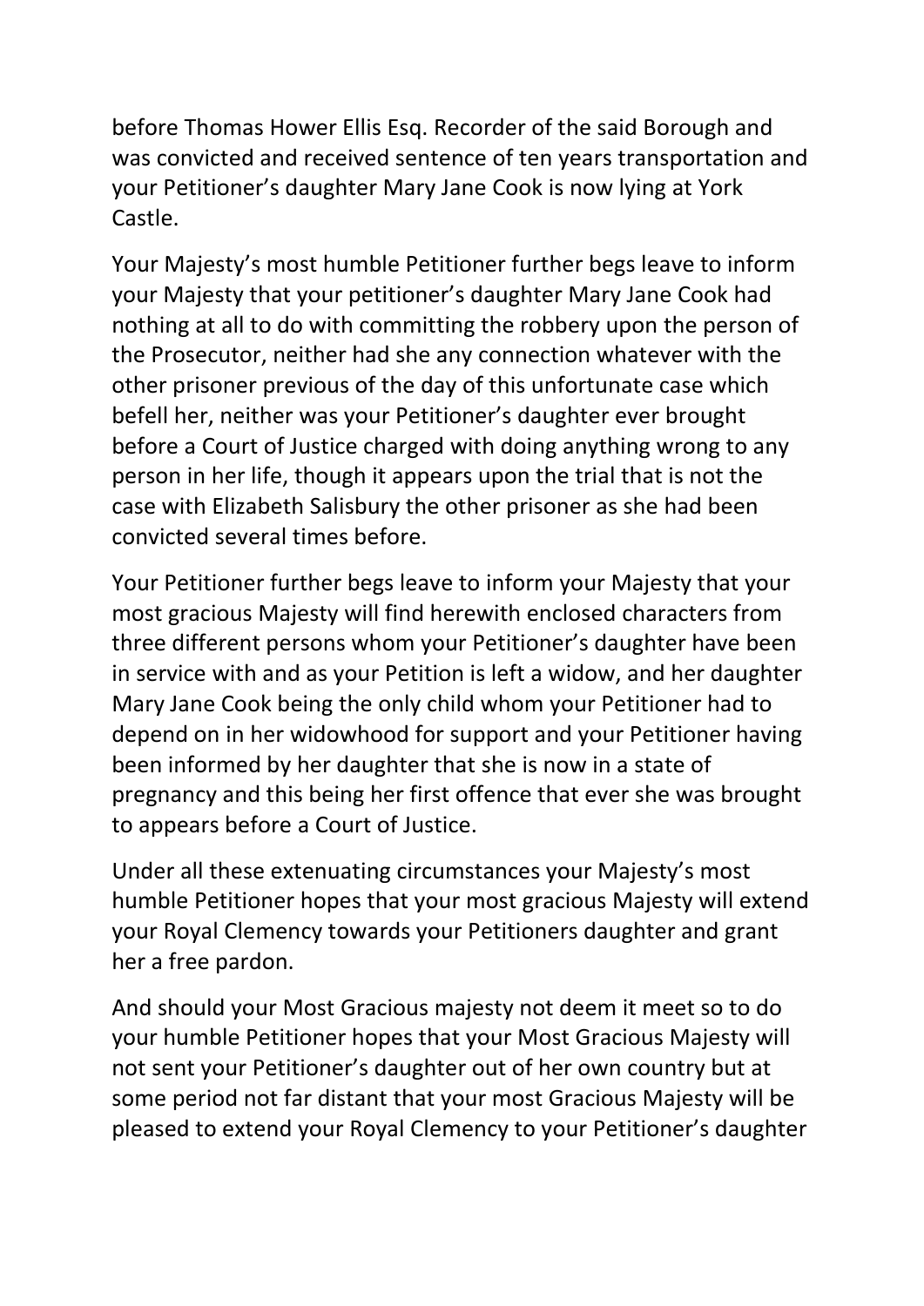before Thomas Hower Ellis Esq. Recorder of the said Borough and was convicted and received sentence of ten years transportation and your Petitioner's daughter Mary Jane Cook is now lying at York Castle.

Your Majesty's most humble Petitioner further begs leave to inform your Majesty that your petitioner's daughter Mary Jane Cook had nothing at all to do with committing the robbery upon the person of the Prosecutor, neither had she any connection whatever with the other prisoner previous of the day of this unfortunate case which befell her, neither was your Petitioner's daughter ever brought before a Court of Justice charged with doing anything wrong to any person in her life, though it appears upon the trial that is not the case with Elizabeth Salisbury the other prisoner as she had been convicted several times before.

Your Petitioner further begs leave to inform your Majesty that your most gracious Majesty will find herewith enclosed characters from three different persons whom your Petitioner's daughter have been in service with and as your Petition is left a widow, and her daughter Mary Jane Cook being the only child whom your Petitioner had to depend on in her widowhood for support and your Petitioner having been informed by her daughter that she is now in a state of pregnancy and this being her first offence that ever she was brought to appears before a Court of Justice.

Under all these extenuating circumstances your Majesty's most humble Petitioner hopes that your most gracious Majesty will extend your Royal Clemency towards your Petitioners daughter and grant her a free pardon.

And should your Most Gracious majesty not deem it meet so to do your humble Petitioner hopes that your Most Gracious Majesty will not sent your Petitioner's daughter out of her own country but at some period not far distant that your most Gracious Majesty will be pleased to extend your Royal Clemency to your Petitioner's daughter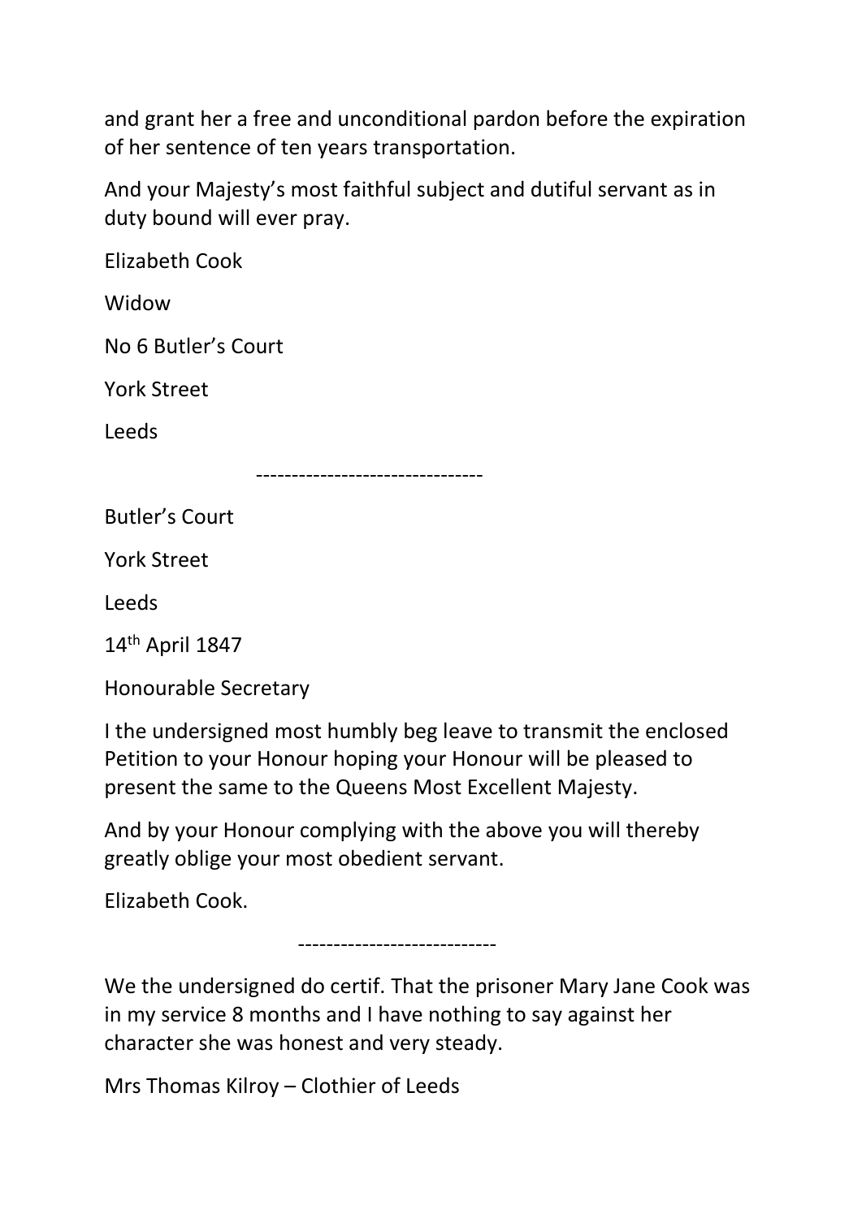and grant her a free and unconditional pardon before the expiration of her sentence of ten years transportation.

And your Majesty's most faithful subject and dutiful servant as in duty bound will ever pray.

Elizabeth Cook

Widow

No 6 Butler's Court

York Street

Leeds

-------------------------------

Butler's Court

York Street

Leeds

14th April 1847

Honourable Secretary

I the undersigned most humbly beg leave to transmit the enclosed Petition to your Honour hoping your Honour will be pleased to present the same to the Queens Most Excellent Majesty.

And by your Honour complying with the above you will thereby greatly oblige your most obedient servant.

Elizabeth Cook.

---------------------------

We the undersigned do certif. That the prisoner Mary Jane Cook was in my service 8 months and I have nothing to say against her character she was honest and very steady.

Mrs Thomas Kilroy – Clothier of Leeds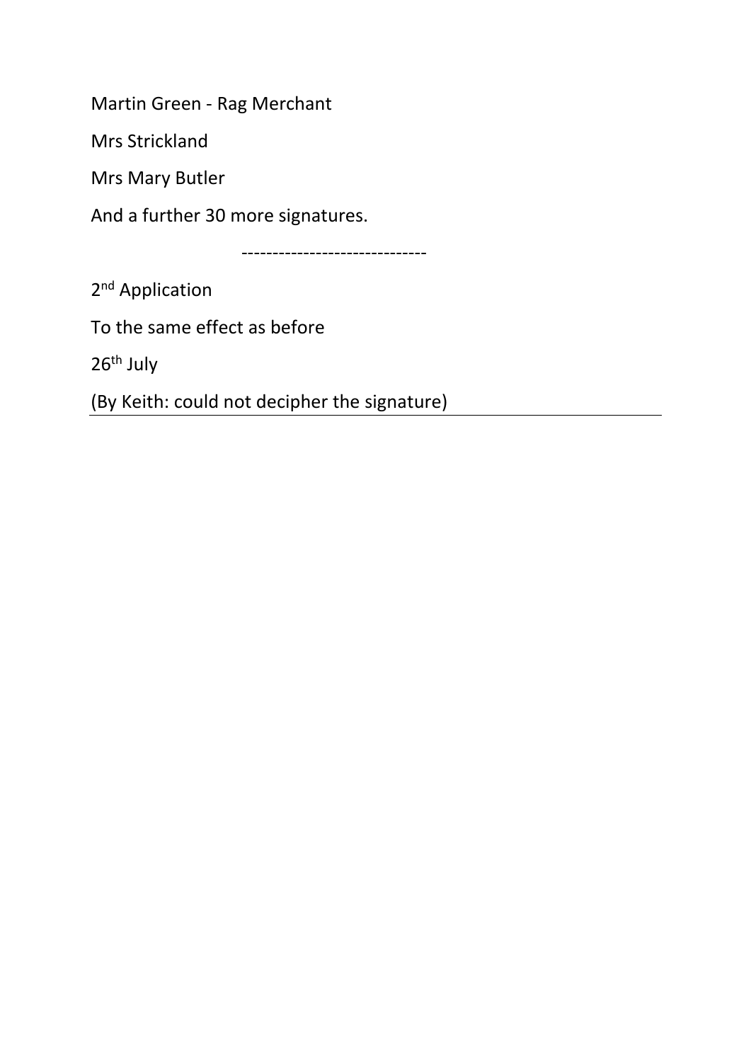Martin Green - Rag Merchant

Mrs Strickland

Mrs Mary Butler

And a further 30 more signatures.

------------------------------

2nd Application

To the same effect as before

26th July

(By Keith: could not decipher the signature)

---